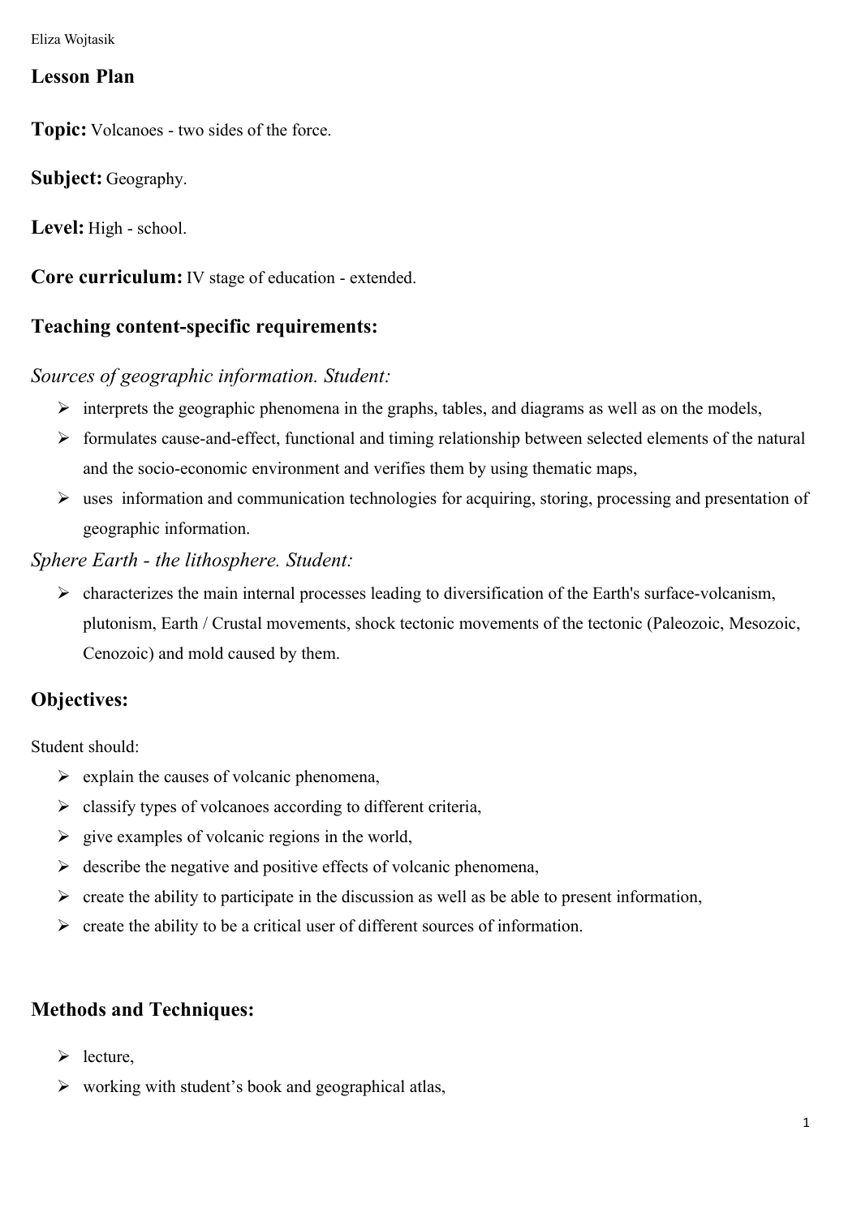Eliza Wojtasik

## Lesson Plan

**Topic:** Volcanoes - two sides of the force.

**Subject:** Geography.

**Level:** High - school.

**Core curriculum:** IV stage of education - extended.

### Teaching content-specific requirements:

*Sources of geographic information. Student:*

- interprets the geographic phenomena in the graphs, tables, and diagrams as well as on the models,
- formulates cause-and-effect, functional and timing relationship between selected elements of the natural and the socio-economic environment and verifies them by using thematic maps,
- uses information and communication technologies for acquiring, storing, processing and presentation of geographic information.

*Sphere Earth - the lithosphere. Student:*

- characterizes the main internal processes leading to diversification of the Earth's surface-volcanism, plutonism, Earth / Crustal movements, shock tectonic movements of the tectonic (Paleozoic, Mesozoic, Cenozoic) and mold caused by them.

### Objectives:

Student should:

- explain the causes of volcanic phenomena,
- classify types of volcanoes according to different criteria,
- give examples of volcanic regions in the world,
- describe the negative and positive effects of volcanic phenomena,
- create the ability to participate in the discussion as well as be able to present information,
- create the ability to be a critical user of different sources of information.

### Methods and Techniques:

- lecture,
- working with student's book and geographical atlas,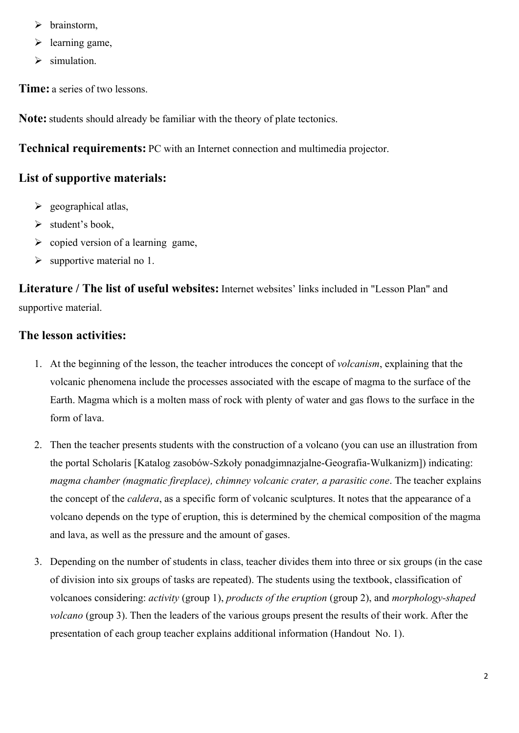- brainstorm,
- learning game,
- simulation.

**Time:** a series of two lessons.

**Note:** students should already be familiar with the theory of plate tectonics.

**Technical requirements:** PC with an Internet connection and multimedia projector.

## List of supportive materials:

- geographical atlas,
- student's book,
- copied version of a learning game,
- supportive material no 1.

**Literature / The list of useful websites:** Internet websites' links included in "Lesson Plan" and supportive material.

## The lesson activities:

1. At the beginning of the lesson, the teacher introduces the concept of *volcanism*, explaining that the volcanic phenomena include the processes associated with the escape of magma to the surface of the Earth. Magma which is a molten mass of rock with plenty of water and gas flows to the surface in the form of lava.

2. Then the teacher presents students with the construction of a volcano (you can use an illustration from the portal Scholaris [Katalog zasobów-Szkoły ponadgimnazjalne-Geografia-Wulkanizm]) indicating: *magma chamber (magmatic fireplace), chimney volcanic crater, a parasitic cone*. The teacher explains the concept of the *caldera*, as a specific form of volcanic sculptures. It notes that the appearance of a volcano depends on the type of eruption, this is determined by the chemical composition of the magma and lava, as well as the pressure and the amount of gases.

3. Depending on the number of students in class, teacher divides them into three or six groups (in the case of division into six groups of tasks are repeated). The students using the textbook, classification of volcanoes considering: *activity* (group 1), *products of the eruption* (group 2), and *morphology-shaped volcano* (group 3). Then the leaders of the various groups present the results of their work. After the presentation of each group teacher explains additional information (Handout No. 1).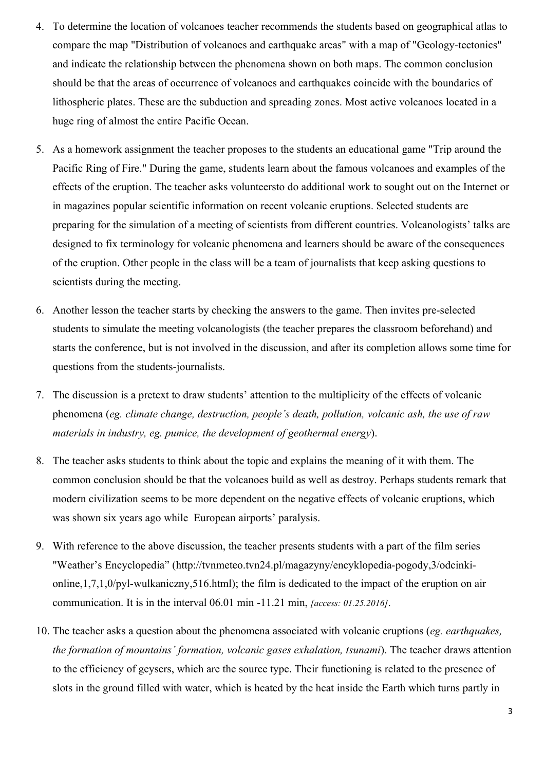4. To determine the location of volcanoes teacher recommends the students based on geographical atlas to compare the map "Distribution of volcanoes and earthquake areas" with a map of "Geology-tectonics" and indicate the relationship between the phenomena shown on both maps. The common conclusion should be that the areas of occurrence of volcanoes and earthquakes coincide with the boundaries of lithospheric plates. These are the subduction and spreading zones. Most active volcanoes located in a huge ring of almost the entire Pacific Ocean.

5. As a homework assignment the teacher proposes to the students an educational game "Trip around the Pacific Ring of Fire." During the game, students learn about the famous volcanoes and examples of the effects of the eruption. The teacher asks volunteersto do additional work to sought out on the Internet or in magazines popular scientific information on recent volcanic eruptions. Selected students are preparing for the simulation of a meeting of scientists from different countries. Volcanologists' talks are designed to fix terminology for volcanic phenomena and learners should be aware of the consequences of the eruption. Other people in the class will be a team of journalists that keep asking questions to scientists during the meeting.

6. Another lesson the teacher starts by checking the answers to the game. Then invites pre-selected students to simulate the meeting volcanologists (the teacher prepares the classroom beforehand) and starts the conference, but is not involved in the discussion, and after its completion allows some time for questions from the students-journalists.

7. The discussion is a pretext to draw students' attention to the multiplicity of the effects of volcanic phenomena (*eg. climate change, destruction, people's death, pollution, volcanic ash, the use of raw materials in industry, eg. pumice, the development of geothermal energy*).

8. The teacher asks students to think about the topic and explains the meaning of it with them. The common conclusion should be that the volcanoes build as well as destroy. Perhaps students remark that modern civilization seems to be more dependent on the negative effects of volcanic eruptions, which was shown six years ago while European airports' paralysis.

9. With reference to the above discussion, the teacher presents students with a part of the film series "Weather's Encyclopedia" (http://tvnmeteo.tvn24.pl/magazyny/encyklopedia-pogody,3/odcinki-online,1,7,1,0/pyl-wulkaniczny,516.html); the film is dedicated to the impact of the eruption on air communication. It is in the interval 06.01 min -11.21 min, *[access: 01.25.2016]*.

10. The teacher asks a question about the phenomena associated with volcanic eruptions (*eg. earthquakes, the formation of mountains' formation, volcanic gases exhalation, tsunami*). The teacher draws attention to the efficiency of geysers, which are the source type. Their functioning is related to the presence of slots in the ground filled with water, which is heated by the heat inside the Earth which turns partly in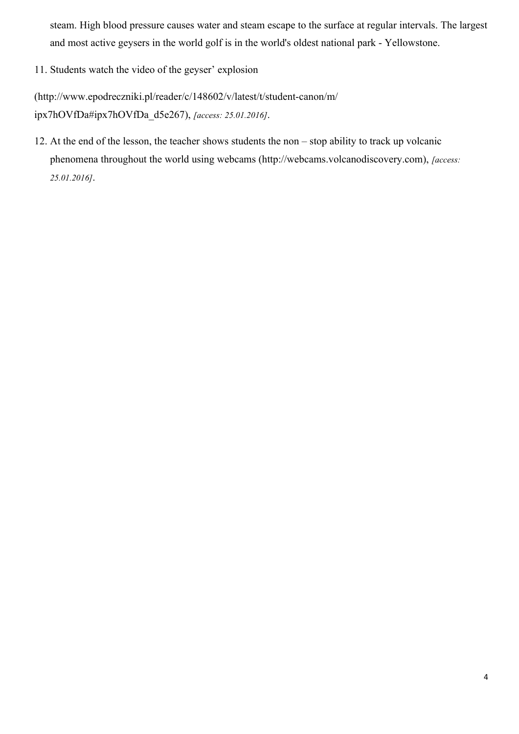steam. High blood pressure causes water and steam escape to the surface at regular intervals. The largest and most active geysers in the world golf is in the world's oldest national park - Yellowstone.

11. Students watch the video of the geyser' explosion

(http://www.epodreczniki.pl/reader/c/148602/v/latest/t/student-canon/m/ipx7hOVfDa#ipx7hOVfDa_d5e267), *[access: 25.01.2016]*.

12. At the end of the lesson, the teacher shows students the non – stop ability to track up volcanic phenomena throughout the world using webcams (http://webcams.volcanodiscovery.com), *[access: 25.01.2016]*.